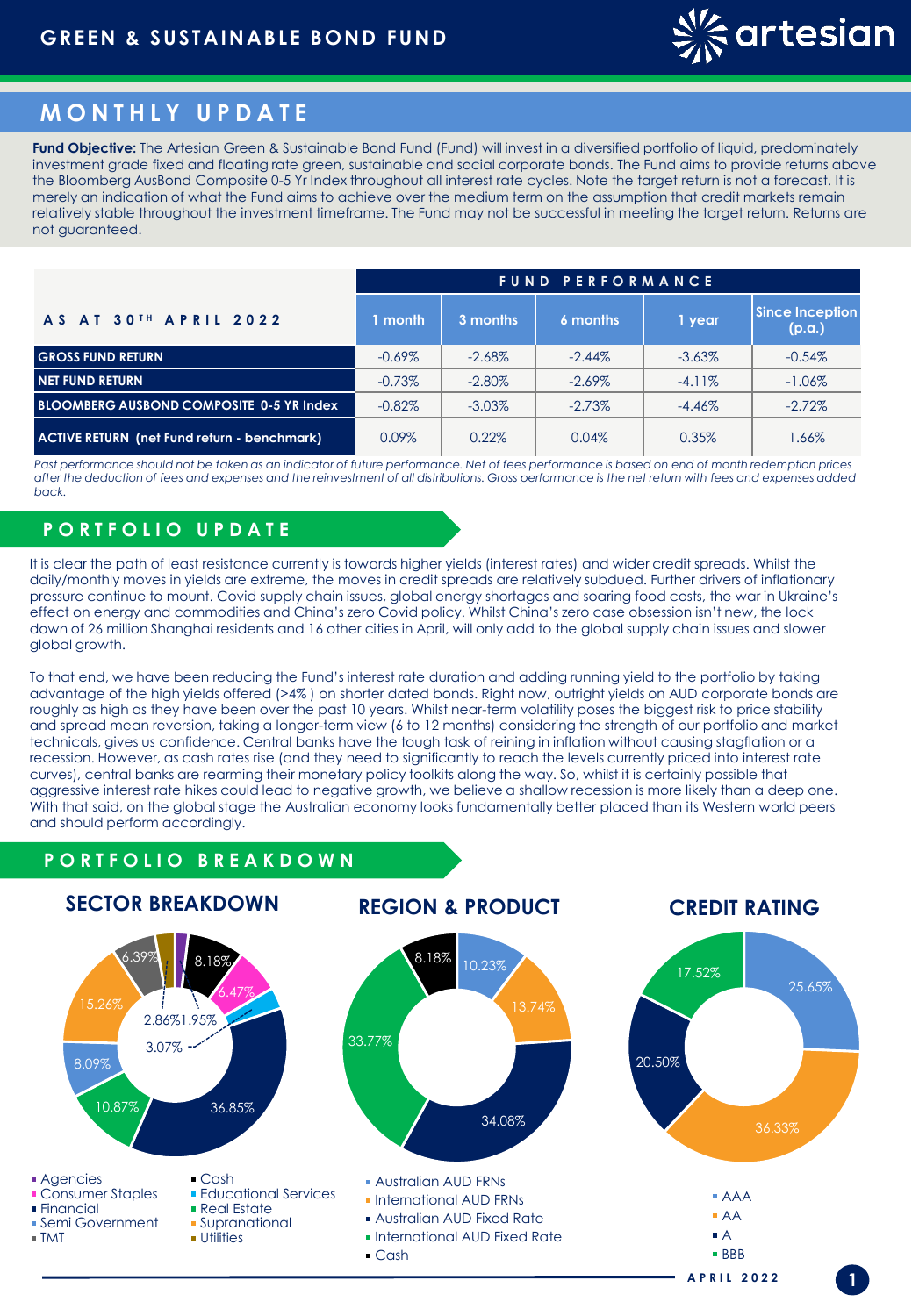# GREEN & SUSTAINABLE BOND FUND

## MONTHLY UPDATE

**Fund Objective:** The Artesian Green & Sustainable Bond Fund (Fund) will invest in a diversified portfolio of liquid, predominately investment grade fixed and floating rate green, sustainable and social corporate bonds. The Fund aims to provide returns above the Bloomberg AusBond Composite 0-5 Yr Index throughout all interest rate cycles. Note the target return is not a forecast. It is merely an indication of what the Fund aims to achieve over the medium term on the assumption that credit markets remain relatively stable throughout the investment timeframe. The Fund may not be successful in meeting the target return. Returns are not guaranteed.

| AS AT 30TH APRIL 2022 | FUND PERFORMANCE | | | | |
|---|---|---|---|---|---|
| | 1 month | 3 months | 6 months | 1 year | Since Inception (p.a.) |
| GROSS FUND RETURN | -0.69% | -2.68% | -2.44% | -3.63% | -0.54% |
| NET FUND RETURN | -0.73% | -2.80% | -2.69% | -4.11% | -1.06% |
| BLOOMBERG AUSBOND COMPOSITE 0-5 YR Index | -0.82% | -3.03% | -2.73% | -4.46% | -2.72% |
| ACTIVE RETURN (net Fund return - benchmark) | 0.09% | 0.22% | 0.04% | 0.35% | 1.66% |

*Past performance should not be taken as an indicator of future performance. Net of fees performance is based on end of month redemption prices after the deduction of fees and expenses and the reinvestment of all distributions. Gross performance is the net return with fees and expenses added back.*

## PORTFOLIO UPDATE

It is clear the path of least resistance currently is towards higher yields (interest rates) and wider credit spreads. Whilst the daily/monthly moves in yields are extreme, the moves in credit spreads are relatively subdued. Further drivers of inflationary pressure continue to mount. Covid supply chain issues, global energy shortages and soaring food costs, the war in Ukraine's effect on energy and commodities and China's zero Covid policy. Whilst China's zero case obsession isn't new, the lock down of 26 million Shanghai residents and 16 other cities in April, will only add to the global supply chain issues and slower global growth.

To that end, we have been reducing the Fund's interest rate duration and adding running yield to the portfolio by taking advantage of the high yields offered (>4% ) on shorter dated bonds. Right now, outright yields on AUD corporate bonds are roughly as high as they have been over the past 10 years. Whilst near-term volatility poses the biggest risk to price stability and spread mean reversion, taking a longer-term view (6 to 12 months) considering the strength of our portfolio and market technicals, gives us confidence. Central banks have the tough task of reining in inflation without causing stagflation or a recession. However, as cash rates rise (and they need to significantly to reach the levels currently priced into interest rate curves), central banks are rearming their monetary policy toolkits along the way. So, whilst it is certainly possible that aggressive interest rate hikes could lead to negative growth, we believe a shallow recession is more likely than a deep one. With that said, on the global stage the Australian economy looks fundamentally better placed than its Western world peers and should perform accordingly.

## PORTFOLIO BREAKDOWN

### SECTOR BREAKDOWN

- Agencies
- Consumer Staples
- Financial
- Semi Government
- TMT
- Cash
- Educational Services
- Real Estate
- Supranational
- Utilities

Values shown: 36.85%, 10.87%, 8.09%, 15.26%, 6.39%, 8.18%, 6.47%, 3.07%, 2.86%, 1.95%

### REGION & PRODUCT

- Australian AUD FRNs: 10.23%
- International AUD FRNs: 13.74%
- Australian AUD Fixed Rate: 34.08%
- International AUD Fixed Rate: 33.77%
- Cash: 8.18%

### CREDIT RATING

- AAA: 25.65%
- AA: 36.33%
- A: 20.50%
- BBB: 17.52%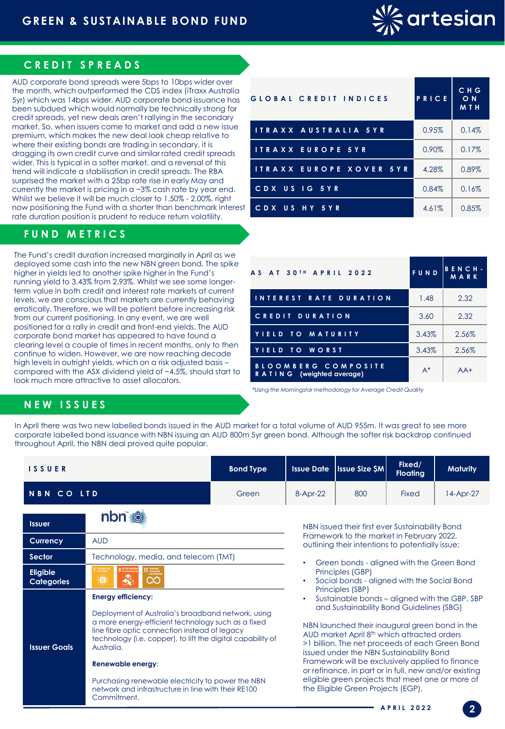## CREDIT SPREADS

AUD corporate bond spreads were 5bps to 10bps wider over the month, which outperformed the CDS index (iTraxx Australia 5yr) which was 14bps wider. AUD corporate bond issuance has been subdued which would normally be technically strong for credit spreads, yet new deals aren't rallying in the secondary market. So, when issuers come to market and add a new issue premium, which makes the new deal look cheap relative to where their existing bonds are trading in secondary, it is dragging its own credit curve and similar rated credit spreads wider. This is typical in a softer market, and a reversal of this trend will indicate a stabilisation in credit spreads. The RBA surprised the market with a 25bp rate rise in early May and currently the market is pricing in a ~3% cash rate by year end. Whilst we believe it will be much closer to 1.50% - 2.00%, right now positioning the Fund with a shorter than benchmark interest rate duration position is prudent to reduce return volatility.

| GLOBAL CREDIT INDICES | PRICE | CHG ON MTH |
|---|---|---|
| ITRAXX AUSTRALIA 5YR | 0.95% | 0.14% |
| ITRAXX EUROPE 5YR | 0.90% | 0.17% |
| ITRAXX EUROPE XOVER 5YR | 4.28% | 0.89% |
| CDX US IG 5YR | 0.84% | 0.16% |
| CDX US HY 5YR | 4.61% | 0.85% |

## FUND METRICS

The Fund's credit duration increased marginally in April as we deployed some cash into the new NBN green bond. The spike higher in yields led to another spike higher in the Fund's running yield to 3.43% from 2.93%. Whilst we see some longer-term value in both credit and interest rate markets at current levels, we are conscious that markets are currently behaving erratically. Therefore, we will be patient before increasing risk from our current positioning. In any event, we are well positioned for a rally in credit and front-end yields. The AUD corporate bond market has appeared to have found a clearing level a couple of times in recent months, only to then continue to widen. However, we are now reaching decade high levels in outright yields, which on a risk adjusted basis – compared with the ASX dividend yield of ~4.5%, should start to look much more attractive to asset allocators.

| AS AT 30TH APRIL 2022 | FUND | BENCHMARK |
|---|---|---|
| INTEREST RATE DURATION | 1.48 | 2.32 |
| CREDIT DURATION | 3.60 | 2.32 |
| YIELD TO MATURITY | 3.43% | 2.56% |
| YIELD TO WORST | 3.43% | 2.56% |
| BLOOMBERG COMPOSITE RATING (weighted average) | A* | AA+ |

*Using the Morningstar methodology for Average Credit Quality*

## NEW ISSUES

In April there was two new labelled bonds issued in the AUD market for a total volume of AUD 955m. It was great to see more corporate labelled bond issuance with NBN issuing an AUD 800m 5yr green bond. Although the softer risk backdrop continued throughout April, the NBN deal proved quite popular.

| ISSUER | Bond Type | Issue Date | Issue Size $M | Fixed/ Floating | Maturity |
|---|---|---|---|---|---|
| NBN CO LTD | Green | 8-Apr-22 | 800 | Fixed | 14-Apr-27 |

| | |
|---|---|
| Issuer | nbn |
| Currency | AUD |
| Sector | Technology, media, and telecom (TMT) |
| Eligible Categories | 7, 9, 12 |
| Issuer Goals | **Energy efficiency:** Deployment of Australia's broadband network, using a more energy-efficient technology such as a fixed line fibre optic connection instead of legacy technology (i.e. copper), to lift the digital capability of Australia. **Renewable energy**: Purchasing renewable electricity to power the NBN network and infrastructure in line with their RE100 Commitment. |

NBN issued their first ever Sustainability Bond Framework to the market in February 2022, outlining their intentions to potentially issue;

- Green bonds - aligned with the Green Bond Principles (GBP)
- Social bonds - aligned with the Social Bond Principles (SBP)
- Sustainable bonds – aligned with the GBP, SBP and Sustainability Bond Guidelines (SBG)

NBN launched their inaugural green bond in the AUD market April 8th which attracted orders >1 billion. The net proceeds of each Green Bond issued under the NBN Sustainability Bond Framework will be exclusively applied to finance or refinance, in part or in full, new and/or existing eligible green projects that meet one or more of the Eligible Green Projects (EGP).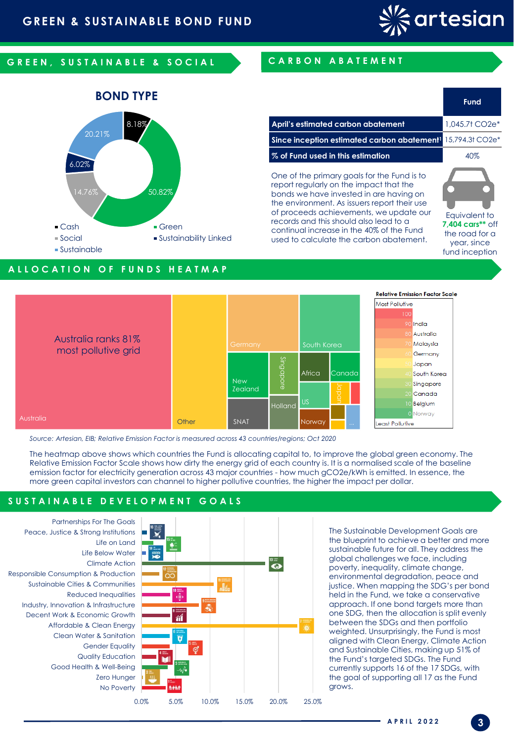# GREEN & SUSTAINABLE BOND FUND

## GREEN, SUSTAINABLE & SOCIAL

### BOND TYPE

- Cash: 8.18%
- Green: 50.82%
- Social: 14.76%
- Sustainability Linked: 6.02%
- Sustainable: 20.21%

## CARBON ABATEMENT

| | Fund |
|---|---|
| April's estimated carbon abatement | 1,045.7t CO2e* |
| Since inception estimated carbon abatement[1] | 15,794.3t CO2e* |
| % of Fund used in this estimation | 40% |

One of the primary goals for the Fund is to report regularly on the impact that the bonds we have invested in are having on the environment. As issuers report their use of proceeds achievements, we update our records and this should also lead to a continual increase in the 40% of the Fund used to calculate the carbon abatement.

Equivalent to **7,404 cars**** off the road for a year, since fund inception

## ALLOCATION OF FUNDS HEATMAP

Australia ranks 81% most pollutive grid

Heatmap regions: Australia, Other, Germany, South Korea, New Zealand, Singapore, Africa, Canada, SNAT, Holland, US, Japan, Norway, ...

**Relative Emission Factor Scale**

| Most Pollutive | |
|---|---|
| 100 | |
| 90 | India |
| 80 | Australia |
| 70 | Malaysia |
| 60 | Germany |
| 50 | Japan |
| 40 | South Korea |
| 30 | Singapore |
| 20 | Canada |
| 10 | Belgium |
| 0 | Norway |
| Least Pollutive | |

*Source: Artesian, EIB; Relative Emission Factor is measured across 43 countries/regions; Oct 2020*

The heatmap above shows which countries the Fund is allocating capital to, to improve the global green economy. The Relative Emission Factor Scale shows how dirty the energy grid of each country is. It is a normalised scale of the baseline emission factor for electricity generation across 43 major countries - how much gCO2e/kWh is emitted. In essence, the more green capital investors can channel to higher pollutive countries, the higher the impact per dollar.

## SUSTAINABLE DEVELOPMENT GOALS

SDGs shown (axis 0.0% to 25.0%): Partnerships For The Goals; Peace, Justice & Strong Institutions; Life on Land; Life Below Water; Climate Action; Responsible Consumption & Production; Sustainable Cities & Communities; Reduced Inequalities; Industry, Innovation & Infrastructure; Decent Work & Economic Growth; Affordable & Clean Energy; Clean Water & Sanitation; Gender Equality; Quality Education; Good Health & Well-Being; Zero Hunger; No Poverty

The Sustainable Development Goals are the blueprint to achieve a better and more sustainable future for all. They address the global challenges we face, including poverty, inequality, climate change, environmental degradation, peace and justice. When mapping the SDG's per bond held in the Fund, we take a conservative approach. If one bond targets more than one SDG, then the allocation is split evenly between the SDGs and then portfolio weighted. Unsurprisingly, the Fund is most aligned with Clean Energy, Climate Action and Sustainable Cities, making up 51% of the Fund's targeted SDGs. The Fund currently supports 16 of the 17 SDGs, with the goal of supporting all 17 as the Fund grows.

APRIL 2022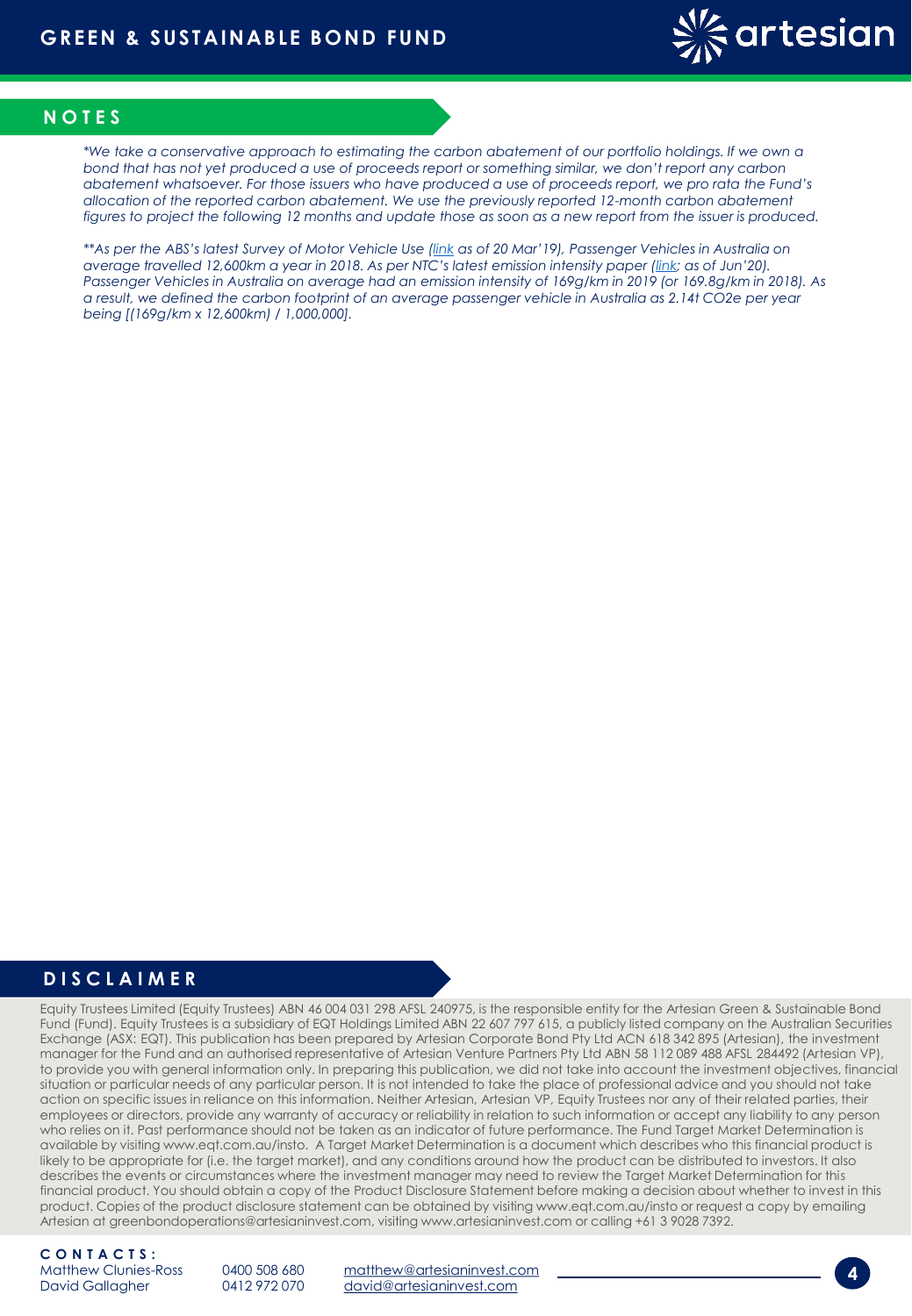## NOTES

*\*We take a conservative approach to estimating the carbon abatement of our portfolio holdings. If we own a bond that has not yet produced a use of proceeds report or something similar, we don't report any carbon abatement whatsoever. For those issuers who have produced a use of proceeds report, we pro rata the Fund's allocation of the reported carbon abatement. We use the previously reported 12-month carbon abatement figures to project the following 12 months and update those as soon as a new report from the issuer is produced.*

*\*\*As per the ABS's latest Survey of Motor Vehicle Use (link as of 20 Mar'19), Passenger Vehicles in Australia on average travelled 12,600km a year in 2018. As per NTC's latest emission intensity paper (link; as of Jun'20). Passenger Vehicles in Australia on average had an emission intensity of 169g/km in 2019 (or 169.8g/km in 2018). As a result, we defined the carbon footprint of an average passenger vehicle in Australia as 2.14t CO2e per year being [(169g/km x 12,600km) / 1,000,000].*

## DISCLAIMER

Equity Trustees Limited (Equity Trustees) ABN 46 004 031 298 AFSL 240975, is the responsible entity for the Artesian Green & Sustainable Bond Fund (Fund). Equity Trustees is a subsidiary of EQT Holdings Limited ABN 22 607 797 615, a publicly listed company on the Australian Securities Exchange (ASX: EQT). This publication has been prepared by Artesian Corporate Bond Pty Ltd ACN 618 342 895 (Artesian), the investment manager for the Fund and an authorised representative of Artesian Venture Partners Pty Ltd ABN 58 112 089 488 AFSL 284492 (Artesian VP), to provide you with general information only. In preparing this publication, we did not take into account the investment objectives, financial situation or particular needs of any particular person. It is not intended to take the place of professional advice and you should not take action on specific issues in reliance on this information. Neither Artesian, Artesian VP, Equity Trustees nor any of their related parties, their employees or directors, provide any warranty of accuracy or reliability in relation to such information or accept any liability to any person who relies on it. Past performance should not be taken as an indicator of future performance. The Fund Target Market Determination is available by visiting www.eqt.com.au/insto. A Target Market Determination is a document which describes who this financial product is likely to be appropriate for (i.e. the target market), and any conditions around how the product can be distributed to investors. It also describes the events or circumstances where the investment manager may need to review the Target Market Determination for this financial product. You should obtain a copy of the Product Disclosure Statement before making a decision about whether to invest in this product. Copies of the product disclosure statement can be obtained by visiting www.eqt.com.au/insto or request a copy by emailing Artesian at greenbondoperations@artesianinvest.com, visiting www.artesianinvest.com or calling +61 3 9028 7392.

**CONTACTS:**

| | | |
|---|---|---|
| Matthew Clunies-Ross | 0400 508 680 | matthew@artesianinvest.com |
| David Gallagher | 0412 972 070 | david@artesianinvest.com |